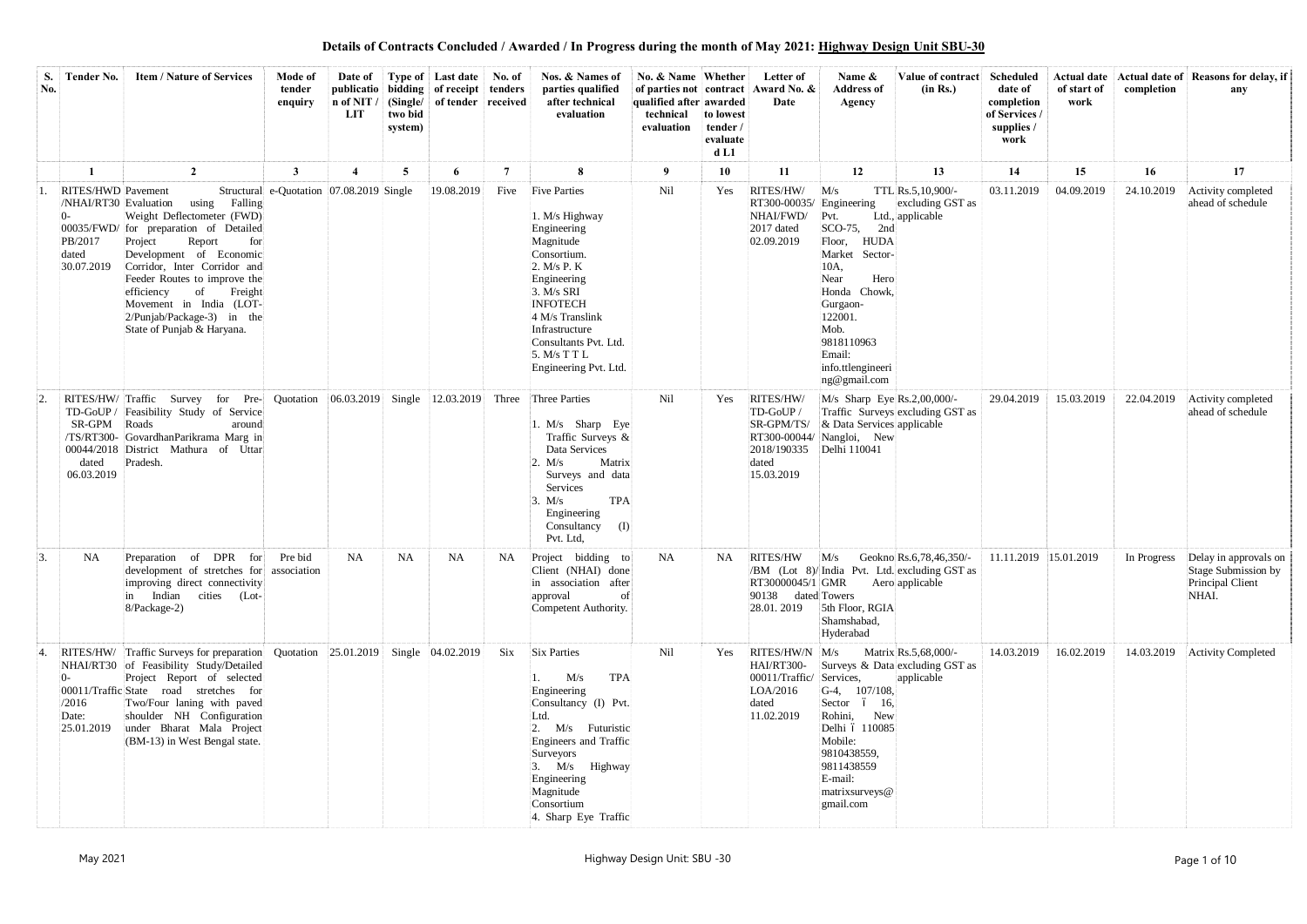**Details of Contracts Concluded / Awarded / In Progress during the month of May 2021: Highway Design Unit SBU-30**

| S. No. | Tender No. | Item / Nature of Services | Mode of tender enquiry | Date of publication of NIT / LIT | Type of bidding (Single/ two bid system) | Last date of receipt of tender | No. of tenders received | Nos. & Names of parties qualified after technical evaluation | No. & Name of parties not qualified after technical evaluation | Whether contract awarded to lowest tender / evaluated L1 | Letter of Award No. & Date | Name & Address of Agency | Value of contract (in Rs.) | Scheduled date of completion of Services / supplies / work | Actual date of start of work | Actual date of completion | Reasons for delay, if any |
|---|---|---|---|---|---|---|---|---|---|---|---|---|---|---|---|---|---|
| | 1 | 2 | 3 | 4 | 5 | 6 | 7 | 8 | 9 | 10 | 11 | 12 | 13 | 14 | 15 | 16 | 17 |
| 1. | RITES/HWD/NHAI/RT300-00035/FWD/PB/2017 dated 30.07.2019 | Pavement Structural Evaluation using Falling Weight Deflectometer (FWD) for preparation of Detailed Project Report for Development of Economic Corridor, Inter Corridor and Feeder Routes to improve the efficiency of Freight Movement in India (LOT-2/Punjab/Package-3) in the State of Punjab & Haryana. | e-Quotation | 07.08.2019 | Single | 19.08.2019 | Five | Five Parties<br>1. M/s Highway Engineering Magnitude Consortium.<br>2. M/s P. K Engineering<br>3. M/s SRI INFOTECH<br>4 M/s Translink Infrastructure Consultants Pvt. Ltd.<br>5. M/s T T L Engineering Pvt. Ltd. | Nil | Yes | RITES/HW/RT300-00035/NHAI/FWD/2017 dated 02.09.2019 | M/s TTL Engineering Pvt. Ltd., SCO-75, 2nd Floor, HUDA Market Sector-10A, Near Hero Honda Chowk, Gurgaon-122001. Mob. 9818110963 Email: info.ttlengineering@gmail.com | Rs.2,10,900/- excluding GST as applicable | 03.11.2019 | 04.09.2019 | 24.10.2019 | Activity completed ahead of schedule |
| 2. | RITES/HW/TD-GoUP / SR-GPM /TS/RT300-00044/2018 dated 06.03.2019 | Traffic Survey for Pre-Feasibility Study of Service Roads around GovardhanParikrama Marg in District Mathura of Uttar Pradesh. | Quotation | 06.03.2019 | Single | 12.03.2019 | Three | Three Parties<br>1. M/s Sharp Eye Traffic Surveys & Data Services<br>2. M/s Matrix Surveys and data Services<br>3. M/s TPA Engineering Consultancy (I) Pvt. Ltd, | Nil | Yes | RITES/HW/TD-GoUP / SR-GPM/TS/RT300-00044/2018/190335 dated 15.03.2019 | M/s Sharp Eye Traffic Surveys & Data Services Nangloi, New Delhi 110041 | Rs.2,00,000/- excluding GST as applicable | 29.04.2019 | 15.03.2019 | 22.04.2019 | Activity completed ahead of schedule |
| 3. | NA | Preparation of DPR for development of stretches for improving direct connectivity in Indian cities (Lot-8/Package-2) | Pre bid association | NA | NA | NA | NA | Project bidding to Client (NHAI) done in association after approval of Competent Authority. | NA | NA | RITES/HW/BM (Lot 8)/RT30000045/190138 dated 28.01. 2019 | M/s Geokno India Pvt. Ltd. GMR Aero Towers 5th Floor, RGIA Shamshabad, Hyderabad | Rs.6,78,46,350/- excluding GST as applicable | 11.11.2019 | 15.01.2019 | In Progress | Delay in approvals on Stage Submission by Principal Client NHAI. |
| 4. | RITES/HW/NHAI/RT300-00011/Traffic/2016 Date: 25.01.2019 | Traffic Surveys for preparation of Feasibility Study/Detailed Project Report of selected State road stretches for Two/Four laning with paved shoulder NH Configuration under Bharat Mala Project (BM-13) in West Bengal state. | Quotation | 25.01.2019 | Single | 04.02.2019 | Six | Six Parties<br>1. M/s TPA Engineering Consultancy (I) Pvt. Ltd.<br>2. M/s Futuristic Engineers and Traffic Surveyors<br>3. M/s Highway Engineering Magnitude Consortium<br>4. Sharp Eye Traffic | Nil | Yes | RITES/HW/NHAI/RT300-00011/Traffic/LOA/2016 dated 11.02.2019 | M/s Matrix Surveys & Data Services, G-4, 107/108, Sector – 16, Rohini, New Delhi – 110085 Mobile: 9810438559, 9811438559 E-mail: matrixsurveys@gmail.com | Rs.5,68,000/- excluding GST as applicable | 14.03.2019 | 16.02.2019 | 14.03.2019 | Activity Completed |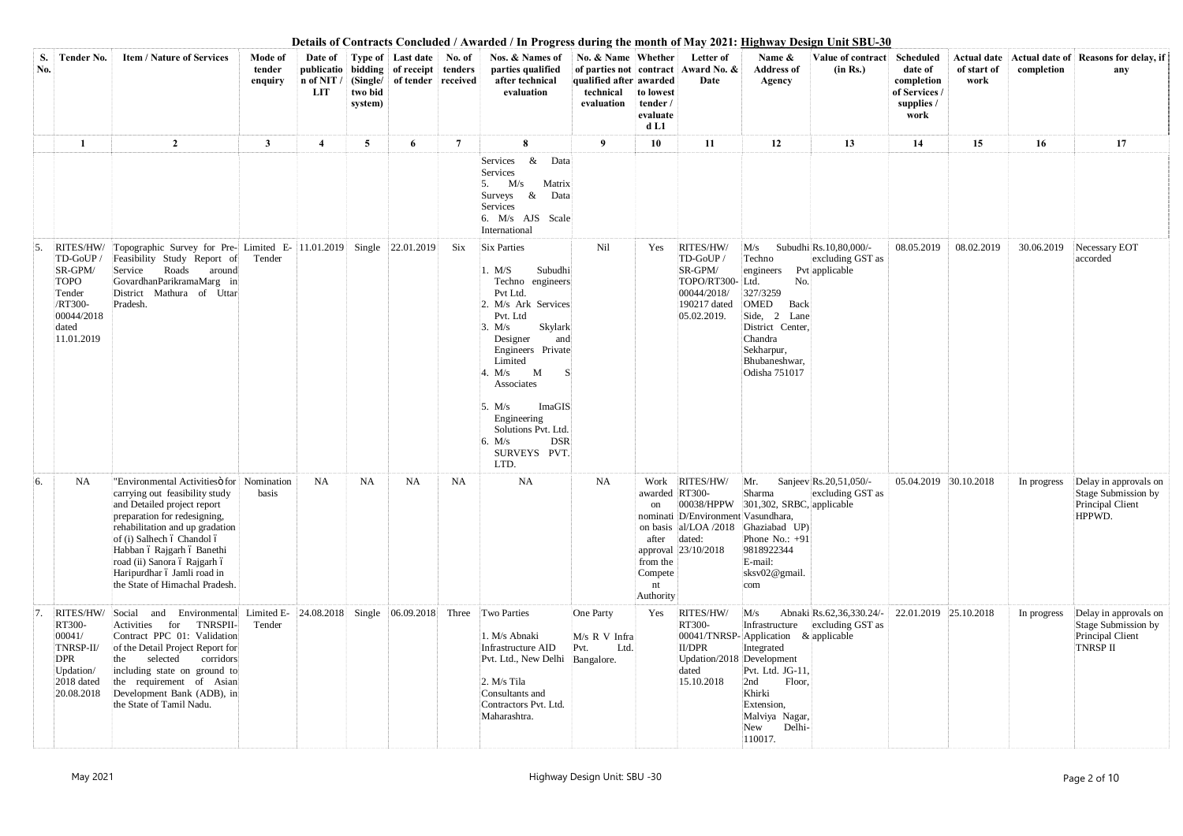# Details of Contracts Concluded / Awarded / In Progress during the month of May 2021: Highway Design Unit SBU-30

| S. No. | Tender No. | Item / Nature of Services | Mode of tender enquiry | Date of publication of NIT / LIT | Type of bidding (Single/ two bid system) | Last date of receipt of tender | No. of tenders received | Nos. & Names of parties qualified after technical evaluation | No. & Name of parties not qualified after technical evaluation | Whether contract awarded to lowest tender / evaluated L1 | Letter of Award No. & Date | Name & Address of Agency | Value of contract (in Rs.) | Scheduled date of completion of Services / supplies / work | Actual date of start of work | Actual date of completion | Reasons for delay, if any |
|---|---|---|---|---|---|---|---|---|---|---|---|---|---|---|---|---|---|
| 1 | 2 | 3 | 4 | 5 | 6 | 7 | 8 | 9 | 10 | 11 | 12 | 13 | 14 | 15 | 16 | 17 | |
| | | | | | | | | Services & Data Services 5. M/s Matrix Surveys & Data Services 6. M/s AJS Scale International | | | | | | | | | |
| 5. | RITES/HW/ TD-GoUP / SR-GPM/ TOPO Tender /RT300-00044/2018 dated 11.01.2019 | Topographic Survey for Pre-Feasibility Study Report of Service Roads around GovardhanParikramaMarg in District Mathura of Uttar Pradesh. | Limited E-Tender | 11.01.2019 | Single | 22.01.2019 | Six | Six Parties 1. M/S Subudhi Techno engineers Pvt Ltd. 2. M/s Ark Services Pvt. Ltd 3. M/s Skylark Designer and Engineers Private Limited 4. M/s M S Associates 5. M/s ImaGIS Engineering Solutions Pvt. Ltd. 6. M/s DSR SURVEYS PVT. LTD. | Nil | Yes | RITES/HW/ TD-GoUP / SR-GPM/ TOPO/RT300-00044/2018/ 190217 dated 05.02.2019. | M/s Subudhi Techno engineers Pvt Ltd. No. 327/3259 OMED Back Side, 2 Lane District Center, Chandra Sekharpur, Bhubaneshwar, Odisha 751017 | Rs.10,80,000/- excluding GST as applicable | 08.05.2019 | 08.02.2019 | 30.06.2019 | Necessary EOT accorded |
| 6. | NA | "Environmental Activities" for carrying out feasibility study and Detailed project report preparation for redesigning, rehabilitation and up gradation of (i) Salhech – Chandol – Habban – Rajgarh – Banethi road (ii) Sanora – Rajgarh – Haripurdhar – Jamli road in the State of Himachal Pradesh. | Nomination basis | NA | NA | NA | NA | NA | NA | Work awarded on nomination basis after approval from the Competent Authority | RITES/HW/ RT300-00038/HPPW D/Environmental/LOA /2018 dated: 23/10/2018 | Mr. Sanjeev Sharma 301,302, SRBC, Vasundhara, Ghaziabad UP) Phone No.: +91 9818922344 E-mail: sksv02@gmail.com | Rs.20,51,050/- excluding GST as applicable | 05.04.2019 | 30.10.2018 | In progress | Delay in approvals on Stage Submission by Principal Client HPPWD. |
| 7. | RITES/HW/ RT300-00041/ TNRSP-II/ DPR Updation/ 2018 dated 20.08.2018 | Social and Environmental Activities for TNRSPII-Contract PPC 01: Validation of the Detail Project Report for the selected corridors including state on ground to the requirement of Asian Development Bank (ADB), in the State of Tamil Nadu. | Limited E-Tender | 24.08.2018 | Single | 06.09.2018 | Three | Two Parties 1. M/s Abnaki Infrastructure AID Pvt. Ltd., New Delhi 2. M/s Tila Consultants and Contractors Pvt. Ltd. Maharashtra. | One Party M/s R V Infra Pvt. Ltd. Bangalore. | Yes | RITES/HW/ RT300-00041/TNRSP-II/DPR Updation/2018 dated 15.10.2018 | M/s Abnaki Infrastructure Application & Integrated Development Pvt. Ltd. JG-11, 2nd Floor, Khirki Extension, Malviya Nagar, New Delhi-110017. | Rs.62,36,330.24/- excluding GST as applicable | 22.01.2019 | 25.10.2018 | In progress | Delay in approvals on Stage Submission by Principal Client TNRSP II |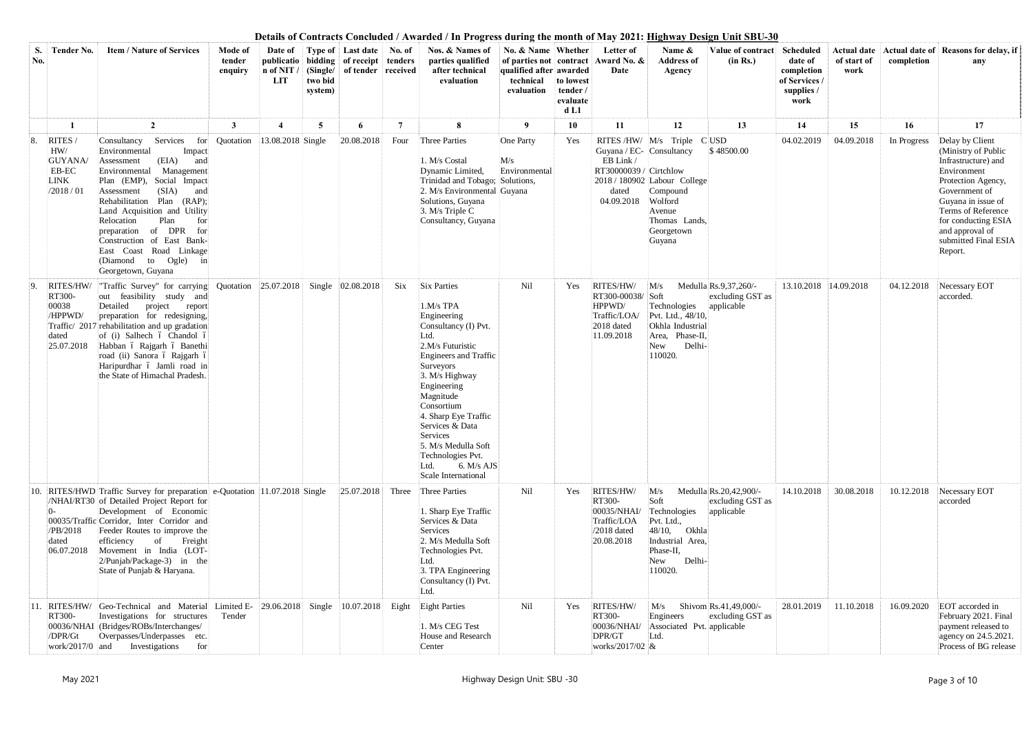# Details of Contracts Concluded / Awarded / In Progress during the month of May 2021: Highway Design Unit SBU-30

| S. No. | Tender No. | Item / Nature of Services | Mode of tender enquiry | Date of publication of NIT / LIT | Type of bidding (Single/ two bid system) | Last date of receipt of tender | No. of tenders received | Nos. & Names of parties qualified after technical evaluation | No. & Name of parties not qualified after technical evaluation | Whether contract awarded to lowest tender / evaluated L1 | Letter of Award No. & Date | Name & Address of Agency | Value of contract (in Rs.) | Scheduled date of completion of Services / supplies / work | Actual date of start of work | Actual date of completion | Reasons for delay, if any |
|---|---|---|---|---|---|---|---|---|---|---|---|---|---|---|---|---|---|
| 1 | 2 | 3 | 4 | 5 | 6 | 7 | 8 | 9 | 10 | 11 | 12 | 13 | 14 | 15 | 16 | 17 | |
| 8. | RITES / HW/ GUYANA/ EB-EC LINK /2018 / 01 | Consultancy Services for Environmental Impact Assessment (EIA) and Environmental Management Plan (EMP), Social Impact Assessment (SIA) and Rehabilitation Plan (RAP); Land Acquisition and Utility Relocation Plan for preparation of DPR for Construction of East Bank-East Coast Road Linkage (Diamond to Ogle) in Georgetown, Guyana | Quotation | 13.08.2018 | Single | 20.08.2018 | Four | Three Parties<br><br>1. M/s Costal Dynamic Limited, Trinidad and Tobago;<br>2. M/s Environmental Solutions, Guyana<br>3. M/s Triple C Consultancy, Guyana | One Party<br><br>M/s Environmental Solutions, Guyana | Yes | RITES /HW/ Guyana / EC-EB Link / RT30000039 / 2018 / 180902 dated 04.09.2018 | M/s Triple C Consultancy Cirtchlow Labour College Compound Wolford Avenue Thomas Lands, Georgetown Guyana | USD $ 48500.00 | 04.02.2019 | 04.09.2018 | In Progress | Delay by Client (Ministry of Public Infrastructure) and Environment Protection Agency, Government of Guyana in issue of Terms of Reference for conducting ESIA and approval of submitted Final ESIA Report. |
| 9. | RITES/HW/ RT300-00038 /HPPWD/ Traffic/ 2017 dated 25.07.2018 | "Traffic Survey" for carrying out feasibility study and Detailed project report preparation for redesigning, rehabilitation and up gradation of (i) Salhech – Chandol – Habban – Rajgarh – Banethi road (ii) Sanora – Rajgarh – Haripurdhar – Jamli road in the State of Himachal Pradesh. | Quotation | 25.07.2018 | Single | 02.08.2018 | Six | Six Parties<br><br>1.M/s TPA Engineering Consultancy (I) Pvt. Ltd.<br>2.M/s Futuristic Engineers and Traffic Surveyors<br>3. M/s Highway Engineering Magnitude Consortium<br>4. Sharp Eye Traffic Services & Data Services<br>5. M/s Medulla Soft Technologies Pvt. Ltd.<br>6. M/s AJS Scale International | Nil | Yes | RITES/HW/ RT300-00038/ HPPWD/ Traffic/LOA/ 2018 dated 11.09.2018 | M/s Medulla Soft Technologies Pvt. Ltd., 48/10, Okhla Industrial Area, Phase-II, New Delhi-110020. | Rs.9,37,260/- excluding GST as applicable | 13.10.2018 | 14.09.2018 | 04.12.2018 | Necessary EOT accorded. |
| 10. | RITES/HWD /NHAI/RT300-00035/Traffic /PB/2018 dated 06.07.2018 | Traffic Survey for preparation of Detailed Project Report for Development of Economic Corridor, Inter Corridor and Feeder Routes to improve the efficiency of Freight Movement in India (LOT-2/Punjab/Package-3) in the State of Punjab & Haryana. | e-Quotation | 11.07.2018 | Single | 25.07.2018 | Three | Three Parties<br><br>1. Sharp Eye Traffic Services & Data Services<br>2. M/s Medulla Soft Technologies Pvt. Ltd.<br>3. TPA Engineering Consultancy (I) Pvt. Ltd. | Nil | Yes | RITES/HW/ RT300-00035/NHAI/ Traffic/LOA /2018 dated 20.08.2018 | M/s Medulla Soft Technologies Pvt. Ltd., 48/10, Okhla Industrial Area, Phase-II, New Delhi-110020. | Rs.20,42,900/- excluding GST as applicable | 14.10.2018 | 30.08.2018 | 10.12.2018 | Necessary EOT accorded |
| 11. | RITES/HW/ RT300-00036/NHAI /DPR/Gt work/2017/0 | Geo-Technical and Material Investigations for structures (Bridges/ROBs/Interchanges/ Overpasses/Underpasses etc. and Investigations for | Limited E-Tender | 29.06.2018 | Single | 10.07.2018 | Eight | Eight Parties<br><br>1. M/s CEG Test House and Research Center | Nil | Yes | RITES/HW/ RT300-00036/NHAI/ DPR/GT works/2017/02 & | M/s Shivom Engineers Associated Pvt. Ltd. | Rs.41,49,000/- excluding GST as applicable | 28.01.2019 | 11.10.2018 | 16.09.2020 | EOT accorded in February 2021. Final payment released to agency on 24.5.2021. Process of BG release |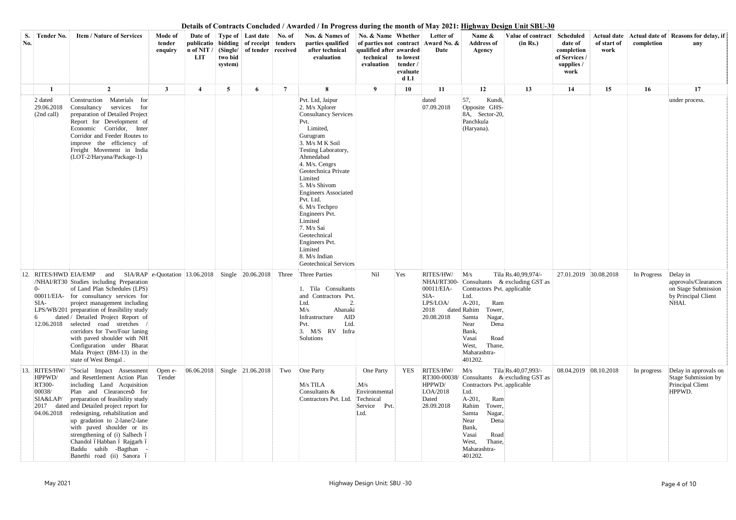**Details of Contracts Concluded / Awarded / In Progress during the month of May 2021: Highway Design Unit SBU-30**

| S. No. | Tender No. | Item / Nature of Services | Mode of tender enquiry | Date of publication of NIT / LIT | Type of bidding (Single/ two bid system) | Last date of receipt of tender | No. of tenders received | Nos. & Names of parties qualified after technical evaluation | No. & Name of parties not qualified after technical evaluation | Whether contract awarded to lowest tender / evaluated L1 | Letter of Award No. & Date | Name & Address of Agency | Value of contract (in Rs.) | Scheduled date of completion of Services / supplies / work | Actual date of start of work | Actual date of completion | Reasons for delay, if any |
|---|---|---|---|---|---|---|---|---|---|---|---|---|---|---|---|---|---|
| 1 | 2 | 3 | 4 | 5 | 6 | 7 | 8 | 9 | 10 | 11 | 12 | 13 | 14 | 15 | 16 | 17 | |
| | 2 dated 29.06.2018 (2nd call) | Construction Materials for Consultancy services for preparation of Detailed Project Report for Development of Economic Corridor, Inter Corridor and Feeder Routes to improve the efficiency of Freight Movement in India (LOT-2/Haryana/Package-1) | | | | | | Pvt. Ltd, Jaipur 2. M/s Xplorer Consultancy Services Pvt. Limited, Gurugram 3. M/s M K Soil Testing Laboratory, Ahmedabad 4. M/s. Cengrs Geotechnica Private Limited 5. M/s Shivom Engineers Associated Pvt. Ltd. 6. M/s Techpro Engineers Pvt. Limited 7. M/s Sai Geotechnical Engineers Pvt. Limited 8. M/s Indian Geotechnical Services | | | dated 07.09.2018 | 57, Kundi, Opposite GHS-8A, Sector-20, Panchkula (Haryana). | | | | | under process. |
| 12. | RITES/HWD/NHAI/RT300-00011/EIA-SIA-LPS/WB/2016 dated 12.06.2018 | EIA/EMP and SIA/RAP Studies including Preparation of Land Plan Schedules (LPS) for consultancy services for project management including preparation of feasibility study / Detailed Project Report of selected road stretches / corridors for Two/Four laning with paved shoulder with NH Configuration under Bharat Mala Project (BM-13) in the state of West Bengal . | e-Quotation | 13.06.2018 | Single | 20.06.2018 | Three | Three Parties<br>1. Tila Consultants and Contractors Pvt. Ltd. 2. M/s Abanaki Infrastructure AID Pvt. Ltd. 3. M/S RV Infra Solutions | Nil | Yes | RITES/HW/NHAI/RT300-00011/EIA-SIA-LPS/LOA/2018 dated 20.08.2018 | M/s Tila Consultants & Contractors Pvt. Ltd. A-201, Ram Rahim Tower, Samta Nagar, Near Dena Bank, Vasai Road West, Thane, Maharashtra-401202. | Rs.40,99,974/- excluding GST as applicable | 27.01.2019 | 30.08.2018 | In Progress | Delay in approvals/Clearances on Stage Submission by Principal Client NHAI. |
| 13. | RITES/HW/HPPWD/RT300-00038/SIA&LAP/2017 dated 04.06.2018 | "Social Impact Assessment and Resettlement Action Plan including Land Acquisition Plan and Clearancesò for preparation of feasibility study and Detailed project report for redesigning, rehabilitation and up gradation to 2-lane/2-lane with paved shoulder or its strengthening of (i) Salhech ï Chandol ï Habban ï Rajgarh ï Baddu sahib -Bagthan - Banethi road (ii) Sanora ï | Open e-Tender | 06.06.2018 | Single | 21.06.2018 | Two | One Party<br>M/s TILA Consultants & Contractors Pvt. Ltd. | One Party<br>.M/s Environmental Technical Service Pvt. Ltd. | YES | RITES/HW/RT300-00038/HPPWD/LOA/2018 Dated 28.09.2018 | M/s Tila Consultants & Contractors Pvt. Ltd. A-201, Ram Rahim Tower, Samta Nagar, Near Dena Bank, Vasai Road West, Thane, Maharashtra-401202. | Rs.40,07,993/- excluding GST as applicable | 08.04.2019 | 08.10.2018 | In progress | Delay in approvals on Stage Submission by Principal Client HPPWD. |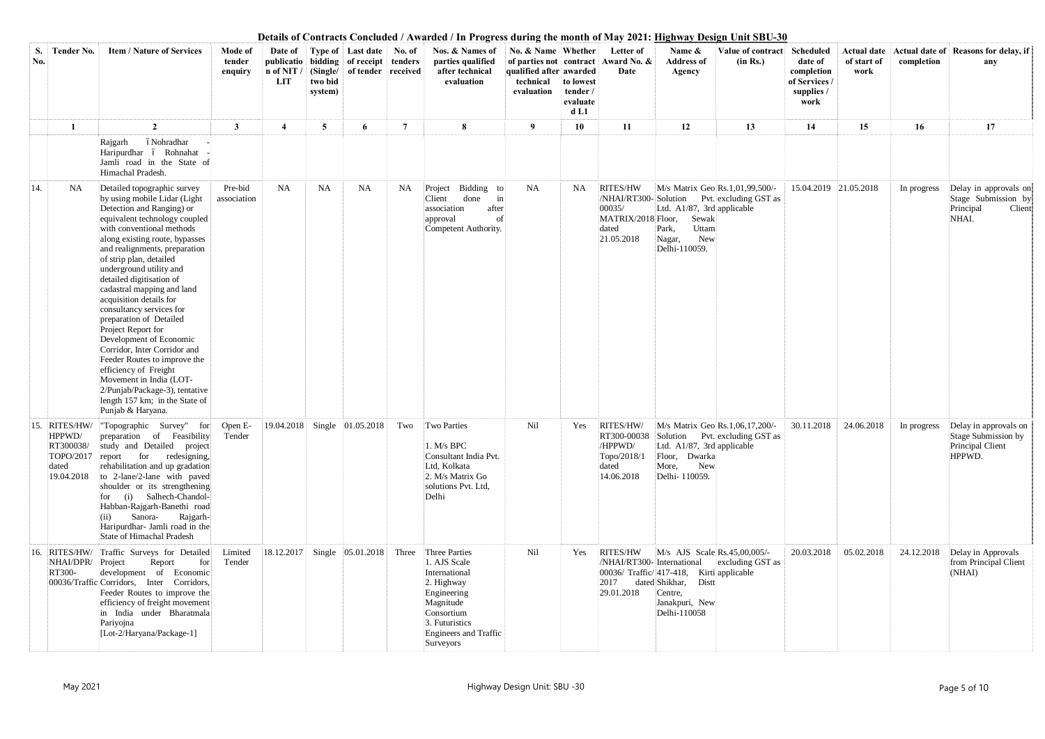## Details of Contracts Concluded / Awarded / In Progress during the month of May 2021: Highway Design Unit SBU-30

| S. No. | Tender No. | Item / Nature of Services | Mode of tender enquiry | Date of publication of NIT / LIT | Type of bidding (Single/ two bid system) | Last date of receipt of tender | No. of tenders received | Nos. & Names of parties qualified after technical evaluation | No. & Name of parties not qualified after technical evaluation | Whether contract awarded to lowest tender / evaluated L1 | Letter of Award No. & Date | Name & Address of Agency | Value of contract (in Rs.) | Scheduled date of completion of Services / supplies / work | Actual date of start of work | Actual date of completion | Reasons for delay, if any |
|---|---|---|---|---|---|---|---|---|---|---|---|---|---|---|---|---|---|
| 1 | | 2 | 3 | 4 | 5 | 6 | 7 | 8 | 9 | 10 | 11 | 12 | 13 | 14 | 15 | 16 | 17 |
| | | Rajgarh – Nohradhar - Haripurdhar – Rohnahat - Jamli road in the State of Himachal Pradesh. | | | | | | | | | | | | | | | |
| 14. | NA | Detailed topographic survey by using mobile Lidar (Light Detection and Ranging) or equivalent technology coupled with conventional methods along existing route, bypasses and realignments, preparation of strip plan, detailed underground utility and detailed digitisation of cadastral mapping and land acquisition details for consultancy services for preparation of Detailed Project Report for Development of Economic Corridor, Inter Corridor and Feeder Routes to improve the efficiency of Freight Movement in India (LOT-2/Punjab/Package-3), tentative length 157 km; in the State of Punjab & Haryana. | Pre-bid association | NA | NA | NA | NA | Project Bidding to Client done in association after approval of Competent Authority. | NA | NA | RITES/HW /NHAI/RT300-00035/ MATRIX/2018 dated 21.05.2018 | M/s Matrix Geo Solution Pvt. Ltd. A1/87, 3rd Floor, Sewak Park, Uttam Nagar, New Delhi-110059. | Rs.1,01,99,500/- excluding GST as applicable | 15.04.2019 | 21.05.2018 | In progress | Delay in approvals on Stage Submission by Principal Client NHAI. |
| 15. | RITES/HW/ HPPWD/ RT300038/ TOPO/2017 dated 19.04.2018 | "Topographic Survey" for preparation of Feasibility study and Detailed project report for redesigning, rehabilitation and up gradation to 2-lane/2-lane with paved shoulder or its strengthening for (i) Salhech-Chandol-Habban-Rajgarh-Banethi road (ii) Sanora- Rajgarh-Haripurdhar- Jamli road in the State of Himachal Pradesh | Open E-Tender | 19.04.2018 | Single | 01.05.2018 | Two | Two Parties<br>1. M/s BPC Consultant India Pvt. Ltd, Kolkata<br>2. M/s Matrix Go solutions Pvt. Ltd, Delhi | Nil | Yes | RITES/HW/ RT300-00038 /HPPWD/ Topo/2018/1 dated 14.06.2018 | M/s Matrix Geo Solution Pvt. Ltd. A1/87, 3rd Floor, Dwarka More, New Delhi- 110059. | Rs.1,06,17,200/- excluding GST as applicable | 30.11.2018 | 24.06.2018 | In progress | Delay in approvals on Stage Submission by Principal Client HPPWD. |
| 16. | RITES/HW/ NHAI/DPR/ RT300-00036/Traffic | Traffic Surveys for Detailed Project Report for development of Economic Corridors, Inter Corridors, Feeder Routes to improve the efficiency of freight movement in India under Bharatmala Pariyojna [Lot-2/Haryana/Package-1] | Limited Tender | 18.12.2017 | Single | 05.01.2018 | Three | Three Parties<br>1. AJS Scale International<br>2. Highway Engineering Magnitude Consortium<br>3. Futuristics Engineers and Traffic Surveyors | Nil | Yes | RITES/HW /NHAI/RT300-00036/ Traffic/ 2017 dated 29.01.2018 | M/s AJS Scale International 417-418, Kirti Shikhar, Distt Centre, Janakpuri, New Delhi-110058 | Rs.45,00,005/- excluding GST as applicable | 20.03.2018 | 05.02.2018 | 24.12.2018 | Delay in Approvals from Principal Client (NHAI) |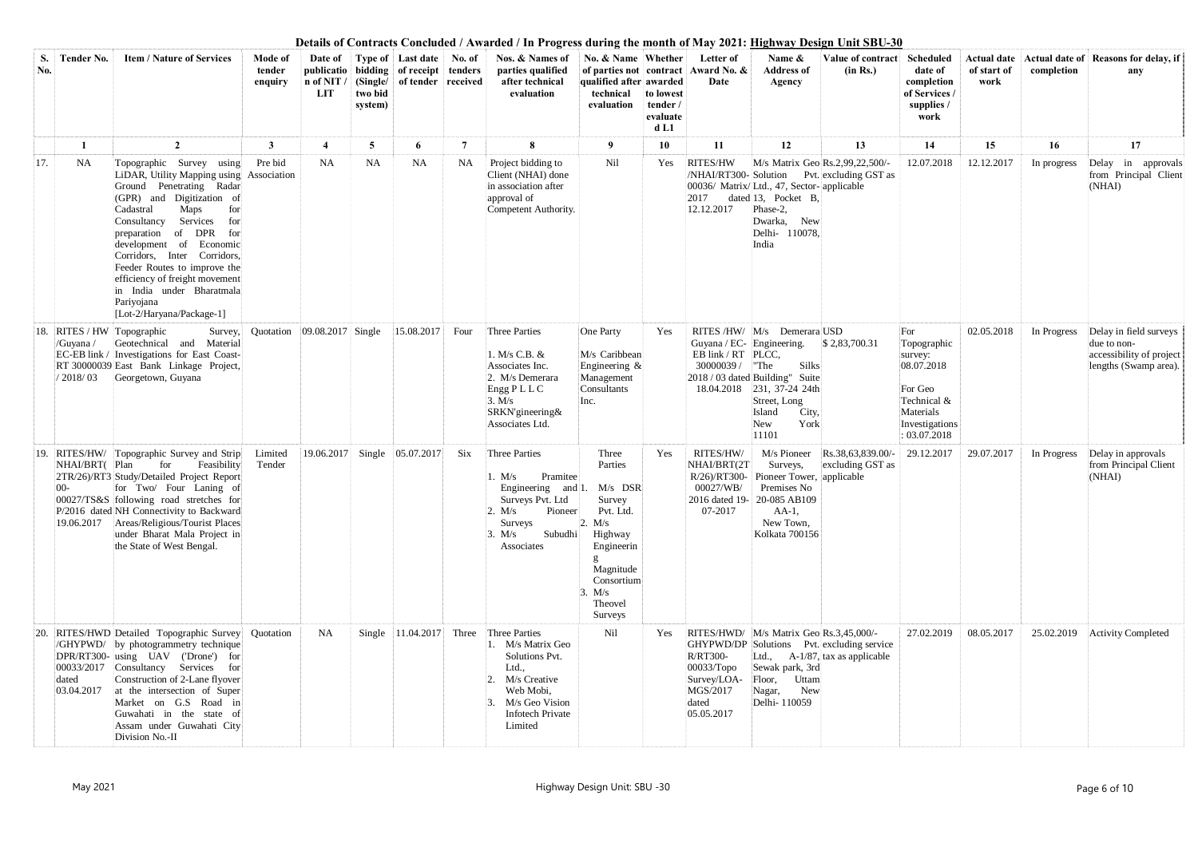## Details of Contracts Concluded / Awarded / In Progress during the month of May 2021: Highway Design Unit SBU-30

| S. No. | Tender No. | Item / Nature of Services | Mode of tender enquiry | Date of publication of NIT / LIT | Type of bidding (Single/ two bid system) | Last date of receipt of tender | No. of tenders received | Nos. & Names of parties qualified after technical evaluation | No. & Name of parties not qualified after technical evaluation | Whether contract awarded to lowest tender / evaluated L1 | Letter of Award No. & Date | Name & Address of Agency | Value of contract (in Rs.) | Scheduled date of completion of Services / supplies / work | Actual date of start of work | Actual date of completion | Reasons for delay, if any |
|---|---|---|---|---|---|---|---|---|---|---|---|---|---|---|---|---|---|
| 1 | | 2 | 3 | 4 | 5 | 6 | 7 | 8 | 9 | 10 | 11 | 12 | 13 | 14 | 15 | 16 | 17 |
| 17. | NA | Topographic Survey using LiDAR, Utility Mapping using Ground Penetrating Radar (GPR) and Digitization of Cadastral Maps for Consultancy Services for preparation of DPR for development of Economic Corridors, Inter Corridors, Feeder Routes to improve the efficiency of freight movement in India under Bharatmala Pariyojana [Lot-2/Haryana/Package-1] | Pre bid Association | NA | NA | NA | NA | Project bidding to Client (NHAI) done in association after approval of Competent Authority. | Nil | Yes | RITES/HW /NHAI/RT300-00036/ Matrix/ 2017 dated 12.12.2017 | M/s Matrix Geo Solution Pvt. Ltd., 47, Sector-13, Pocket B, Phase-2, Dwarka, New Delhi- 110078, India | Rs.2,99,22,500/- excluding GST as applicable | 12.07.2018 | 12.12.2017 | In progress | Delay in approvals from Principal Client (NHAI) |
| 18. | RITES / HW /Guyana / EC-EB link / RT 30000039 / 2018/ 03 | Topographic Survey, Geotechnical and Material Investigations for East Coast-East Bank Linkage Project, Georgetown, Guyana | Quotation | 09.08.2017 | Single | 15.08.2017 | Four | Three Parties<br>1. M/s C.B. & Associates Inc.<br>2. M/s Demerara Engg P L L C<br>3. M/s SRKN'gineering& Associates Ltd. | One Party<br>M/s Caribbean Engineering & Management Consultants Inc. | Yes | RITES /HW/ Guyana / EC-EB link / RT 30000039 / 2018 / 03 dated 18.04.2018 | M/s Demerara Engineering. PLCC, "The Silks Building" Suite 231, 37-24 24th Street, Long Island City, New York 11101 | USD $ 2,83,700.31 | For Topographic survey: 08.07.2018<br>For Geo Technical & Materials Investigations : 03.07.2018 | 02.05.2018 | In Progress | Delay in field surveys due to non-accessibility of project lengths (Swamp area). |
| 19. | RITES/HW/ NHAI/BRT(2TR/26)/RT300-00027/TS&SP/2016 dated 19.06.2017 | Topographic Survey and Strip Plan for Feasibility Study/Detailed Project Report for Two/ Four Laning of following road stretches for NH Connectivity to Backward Areas/Religious/Tourist Places under Bharat Mala Project in the State of West Bengal. | Limited Tender | 19.06.2017 | Single | 05.07.2017 | Six | Three Parties<br>1. M/s Pramitee Engineering and Surveys Pvt. Ltd<br>2. M/s Pioneer Surveys<br>3. M/s Subudhi Associates | Three Parties<br>1. M/s DSR Survey Pvt. Ltd.<br>2. M/s Highway Engineering Magnitude Consortium<br>3. M/s Theovel Surveys | Yes | RITES/HW/ NHAI/BRT(2TR/26)/RT300-00027/WB/ 2016 dated 19-07-2017 | M/s Pioneer Surveys, Pioneer Tower, Premises No 20-085 AB109 AA-1, New Town, Kolkata 700156 | Rs.38,63,839.00/- excluding GST as applicable | 29.12.2017 | 29.07.2017 | In Progress | Delay in approvals from Principal Client (NHAI) |
| 20. | RITES/HWD/GHYPWD/DPR/RT300-00033/2017 dated 03.04.2017 | Detailed Topographic Survey by photogrammetry technique using UAV ('Drone') for Consultancy Services for Construction of 2-Lane flyover at the intersection of Super Market on G.S Road in Guwahati in the state of Assam under Guwahati City Division No.-II | Quotation | NA | Single | 11.04.2017 | Three | Three Parties<br>1. M/s Matrix Geo Solutions Pvt. Ltd.,<br>2. M/s Creative Web Mobi,<br>3. M/s Geo Vision Infotech Private Limited | Nil | Yes | RITES/HWD/ GHYPWD/DPR/RT300-00033/Topo Survey/LOA-MGS/2017 dated 05.05.2017 | M/s Matrix Geo Solutions Pvt. Ltd., A-1/87, Sewak park, 3rd Floor, Uttam Nagar, New Delhi- 110059 | Rs.3,45,000/- excluding service tax as applicable | 27.02.2019 | 08.05.2017 | 25.02.2019 | Activity Completed |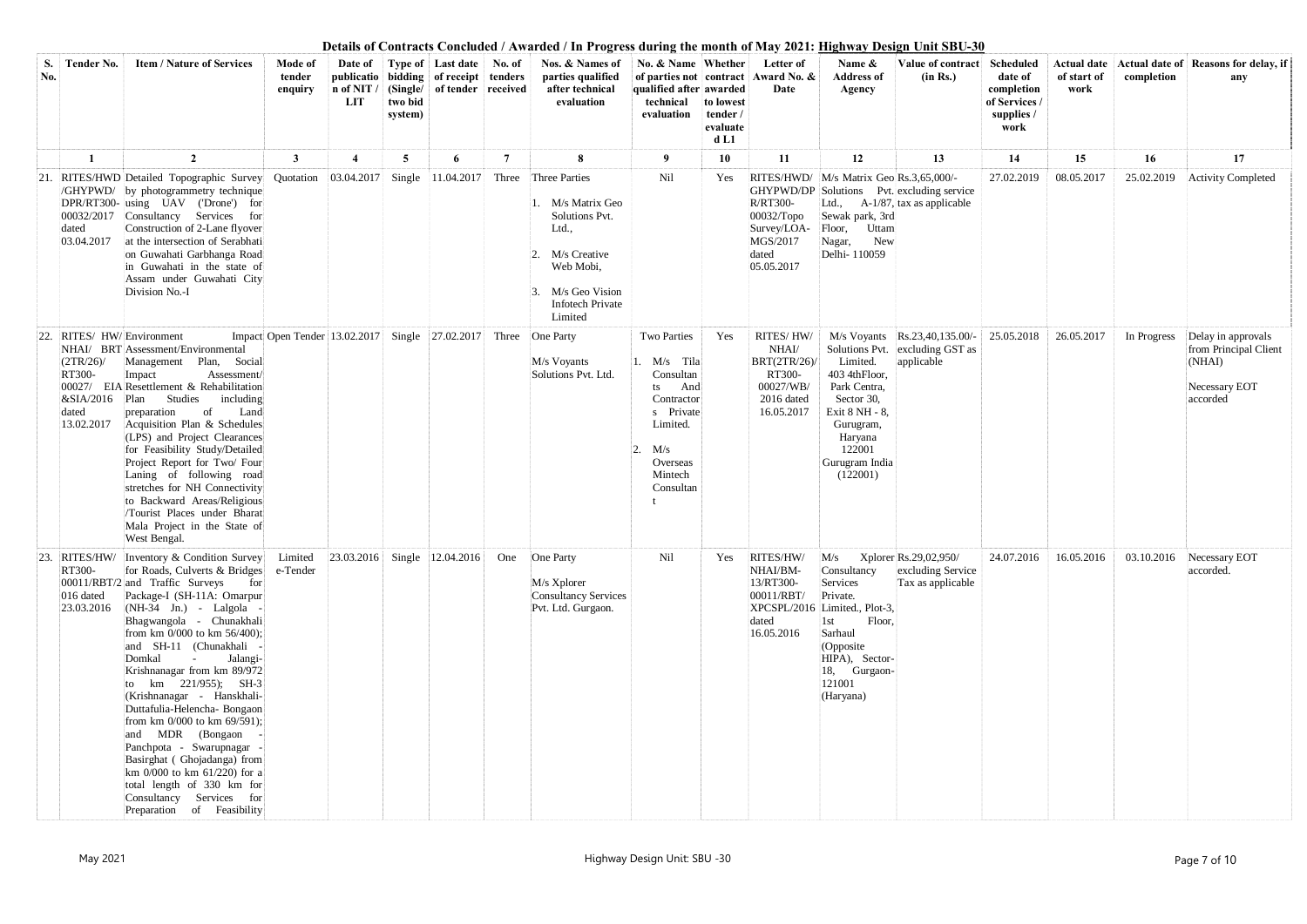**Details of Contracts Concluded / Awarded / In Progress during the month of May 2021: Highway Design Unit SBU-30**

| S. No. | Tender No. | Item / Nature of Services | Mode of tender enquiry | Date of publication of NIT / LIT | Type of bidding (Single/ two bid system) | Last date of receipt of tender | No. of tenders received | Nos. & Names of parties qualified after technical evaluation | No. & Name of parties not qualified after technical evaluation | Whether contract awarded to lowest tender / evaluated L1 | Letter of Award No. & Date | Name & Address of Agency | Value of contract (in Rs.) | Scheduled date of completion of Services / supplies / work | Actual date of start of work | Actual date of completion | Reasons for delay, if any |
|---|---|---|---|---|---|---|---|---|---|---|---|---|---|---|---|---|---|
| 1 | 2 | 3 | 4 | 5 | 6 | 7 | 8 | 9 | 10 | 11 | 12 | 13 | 14 | 15 | 16 | 17 | |
| 21. | RITES/HWD/GHYPWD/DPR/RT300-00032/2017 dated 03.04.2017 | Detailed Topographic Survey by photogrammetry technique using UAV ('Drone') for Consultancy Services for Construction of 2-Lane flyover at the intersection of Serabhati on Guwahati Garbhanga Road in Guwahati in the state of Assam under Guwahati City Division No.-I | Quotation | 03.04.2017 | Single | 11.04.2017 | Three | Three Parties<br>1. M/s Matrix Geo Solutions Pvt. Ltd.,<br>2. M/s Creative Web Mobi,<br>3. M/s Geo Vision Infotech Private Limited | Nil | Yes | RITES/HWD/GHYPWD/DPR/RT300-00032/Topo Survey/LOA-MGS/2017 dated 05.05.2017 | M/s Matrix Geo Solutions Pvt. Ltd., A-1/87, Sewak park, 3rd Floor, Uttam Nagar, New Delhi- 110059 | Rs.3,65,000/- excluding service tax as applicable | 27.02.2019 | 08.05.2017 | 25.02.2019 | Activity Completed |
| 22. | RITES/ HW/ NHAI/ BRT (2TR/26)/ RT300-00027/ &SIA/2016 dated 13.02.2017 | Environment Impact Assessment/Environmental Management Plan, Social Impact Assessment/ EIA Resettlement & Rehabilitation Plan Studies including preparation of Land Acquisition Plan & Schedules (LPS) and Project Clearances for Feasibility Study/Detailed Project Report for Two/ Four Laning of following road stretches for NH Connectivity to Backward Areas/Religious /Tourist Places under Bharat Mala Project in the State of West Bengal. | Open Tender | 13.02.2017 | Single | 27.02.2017 | Three | One Party<br>M/s Voyants Solutions Pvt. Ltd. | Two Parties<br>1. M/s Tila Consultants And Contractors Private Limited.<br>2. M/s Overseas Mintech Consultant | Yes | RITES/ HW/ NHAI/ BRT(2TR/26)/ RT300-00027/WB/ 2016 dated 16.05.2017 | M/s Voyants Solutions Pvt. Limited. 403 4thFloor, Park Centra, Sector 30, Exit 8 NH - 8, Gurugram, Haryana 122001 Gurugram India (122001) | Rs.23,40,135.00/- excluding GST as applicable | 25.05.2018 | 26.05.2017 | In Progress | Delay in approvals from Principal Client (NHAI)<br>Necessary EOT accorded |
| 23. | RITES/HW/ RT300-00011/RBT/2016 dated 23.03.2016 | Inventory & Condition Survey for Roads, Culverts & Bridges and Traffic Surveys for Package-I (SH-11A: Omarpur (NH-34 Jn.) - Lalgola - Bhagwangola - Chunakhali from km 0/000 to km 56/400); and SH-11 (Chunakhali - Domkal - Jalangi-Krishnanagar from km 89/972 to km 221/955); SH-3 (Krishnanagar - Hanskhali-Duttafulia-Helencha- Bongaon from km 0/000 to km 69/591); and MDR (Bongaon - Panchpota - Swarupnagar - Basirghat ( Ghojadanga) from km 0/000 to km 61/220) for a total length of 330 km for Consultancy Services for Preparation of Feasibility | Limited e-Tender | 23.03.2016 | Single | 12.04.2016 | One | One Party<br>M/s Xplorer Consultancy Services Pvt. Ltd. Gurgaon. | Nil | Yes | RITES/HW/ NHAI/BM-13/RT300-00011/RBT/ XPCSPL/2016 dated 16.05.2016 | M/s Xplorer Consultancy Services Private. Limited., Plot-3, 1st Floor, Sarhaul (Opposite HIPA), Sector-18, Gurgaon-121001 (Haryana) | Rs.29,02,950/- excluding Service Tax as applicable | 24.07.2016 | 16.05.2016 | 03.10.2016 | Necessary EOT accorded. |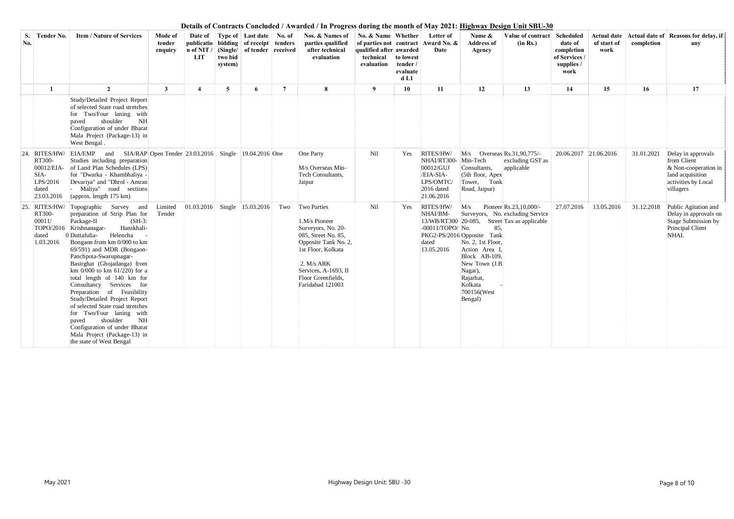## Details of Contracts Concluded / Awarded / In Progress during the month of May 2021: Highway Design Unit SBU-30

| S. No. | Tender No. | Item / Nature of Services | Mode of tender enquiry | Date of publication of NIT / LIT | Type of bidding (Single/ two bid system) | Last date of receipt of tender | No. of tenders received | Nos. & Names of parties qualified after technical evaluation | No. & Name of parties not qualified after technical evaluation | Whether contract awarded to lowest tender / evaluated L1 | Letter of Award No. & Date | Name & Address of Agency | Value of contract (in Rs.) | Scheduled date of completion of Services / supplies / work | Actual date of start of work | Actual date of completion | Reasons for delay, if any |
|---|---|---|---|---|---|---|---|---|---|---|---|---|---|---|---|---|---|
| 1 | 2 | 3 | 4 | 5 | 6 | 7 | 8 | 9 | 10 | 11 | 12 | 13 | 14 | 15 | 16 | 17 | |
| | | Study/Detailed Project Report of selected State road stretches for Two/Four laning with paved shoulder NH Configuration of under Bharat Mala Project (Package-13) in West Bengal . | | | | | | | | | | | | | | | |
| 24. | RITES/HW/ RT300-00012/EIA-SIA-LPS/2016 dated 23.03.2016 | EIA/EMP and SIA/RAP Studies including preparation of Land Plan Schedules (LPS) for "Dwarka - Khambhaliya - Devariya" and "Dhrol - Amran - Maliya" road sections (approx. length 175 km) | Open Tender | 23.03.2016 | Single | 19.04.2016 | One | One Party<br>M/s Overseas Min-Tech Consultants, Jaipur | Nil | Yes | RITES/HW/ NHAI/RT300-00012/GUJ /EIA-SIA-LPS/OMTC/ 2016 dated 21.06.2016 | M/s Overseas Min-Tech Consultants, (5th floor, Apex Tower, Tonk Road, Jaipur) | Rs.31,90,775/- excluding GST as applicable | 20.06.2017 | 21.06.2016 | 31.01.2021 | Delay in approvals from Client & Non-cooperation in land acquisition activities by Local villagers |
| 25. | RITES/HW/ RT300-00011/ TOPO/2016 dated 01.03.2016 | Topographic Survey and preparation of Strip Plan for Package-II (SH-3: Krishnanagar- Hanskhali-Duttafulia- Helencha - Bongaon from km 0/000 to km 69/591) and MDR (Bongaon-Panchpota-Swarupnagar-Basirghat (Ghojadanga) from km 0/000 to km 61/220) for a total length of 140 km for Consultancy Services for Preparation of Feasibility Study/Detailed Project Report of selected State road stretches for Two/Four laning with paved shoulder NH Configuration of under Bharat Mala Project (Package-13) in the state of West Bengal | Limited Tender | 01.03.2016 | Single | 15.03.2016 | Two | Two Parties<br>1.M/s Pioneer Surveyors, No. 20-085, Street No. 85, Opposite Tank No. 2, 1st Floor, Kolkata<br>2. M/s ARK Services, A-1693, II Floor Greenfields, Faridabad 121003 | Nil | Yes | RITES/HW/ NHAI/BM-13/WB/RT300-00011/TOPO/ PKG2-PS/2016 dated 13.05.2016 | M/s Pioneer Surveyors, No. 20-085, Street No. 85, Opposite Tank No. 2, 1st Floor, Action Area I, Block AB-109, New Town (J.B Nagar), Rajarhat, Kolkata - 700156(West Bengal) | Rs.23,10,000/- excluding Service Tax as applicable | 27.07.2016 | 13.05.2016 | 31.12.2018 | Public Agitation and Delay in approvals on Stage Submission by Principal Client NHAI. |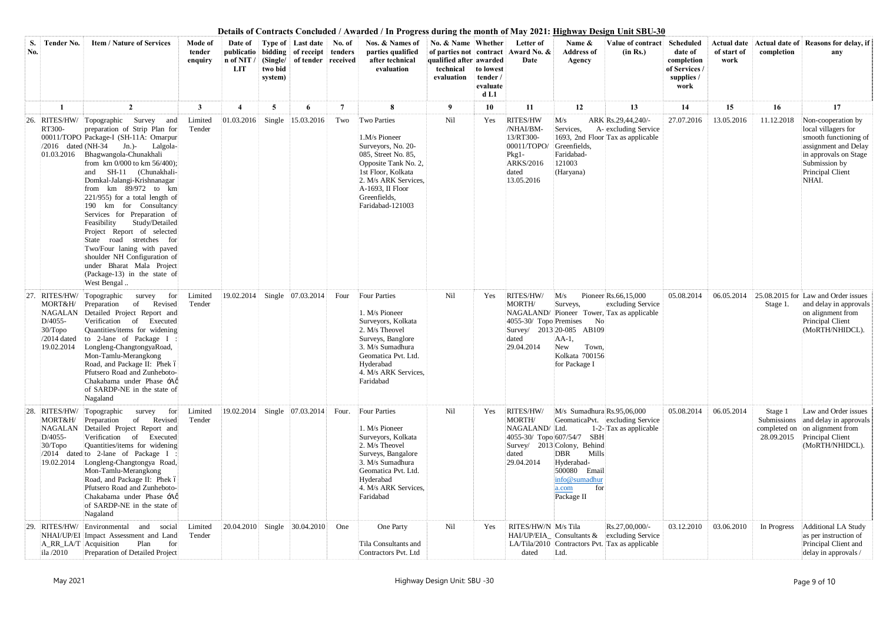# Details of Contracts Concluded / Awarded / In Progress during the month of May 2021: Highway Design Unit SBU-30

| S. No. | Tender No. | Item / Nature of Services | Mode of tender enquiry | Date of publication of NIT / LIT | Type of bidding (Single/ two bid system) | Last date of receipt of tender | No. of tenders received | Nos. & Names of parties qualified after technical evaluation | No. & Name of parties not qualified after technical evaluation | Whether contract awarded to lowest tender / evaluated L1 | Letter of Award No. & Date | Name & Address of Agency | Value of contract (in Rs.) | Scheduled date of completion of Services / supplies / work | Actual date of start of work | Actual date of completion | Reasons for delay, if any |
|---|---|---|---|---|---|---|---|---|---|---|---|---|---|---|---|---|---|
| 1 | 2 | 3 | 4 | 5 | 6 | 7 | 8 | 9 | 10 | 11 | 12 | 13 | 14 | 15 | 16 | 17 | |
| 26. | RITES/HW/ RT300-00011/TOPO /2016 dated 01.03.2016 | Topographic Survey and preparation of Strip Plan for Package-I (SH-11A: Omarpur (NH-34 Jn.)- Lalgola-Bhagwangola-Chunakhali from km 0/000 to km 56/400); and SH-11 (Chunakhali-Domkal-Jalangi-Krishnanagar from km 89/972 to km 221/955) for a total length of 190 km for Consultancy Services for Preparation of Feasibility Study/Detailed Project Report of selected State road stretches for Two/Four laning with paved shoulder NH Configuration of under Bharat Mala Project (Package-13) in the state of West Bengal .. | Limited Tender | 01.03.2016 | Single | 15.03.2016 | Two | Two Parties<br><br>1.M/s Pioneer Surveyors, No. 20-085, Street No. 85, Opposite Tank No. 2, 1st Floor, Kolkata<br>2. M/s ARK Services, A-1693, II Floor Greenfields, Faridabad-121003 | Nil | Yes | RITES/HW /NHAI/BM-13/RT300-00011/TOPO/ Pkg1-ARKS/2016 dated 13.05.2016 | M/s ARK Services, A-1693, 2nd Floor Greenfields, Faridabad-121003 (Haryana) | Rs.29,44,240/- excluding Service Tax as applicable | 27.07.2016 | 13.05.2016 | 11.12.2018 | Non-cooperation by local villagers for smooth functioning of assignment and Delay in approvals on Stage Submission by Principal Client NHAI. |
| 27. | RITES/HW/ MORT&H/ NAGALAN D/4055-30/Topo /2014 dated 19.02.2014 | Topographic survey for Preparation of Revised Detailed Project Report and Verification of Executed Quantities/items for widening to 2-lane of Package I : Longleng-ChangtongyaRoad, Mon-Tamlu-Merangkong Road, and Package II: Phek ï Pfutsero Road and Zunheboto-Chakabama under Phase óÀô of SARDP-NE in the state of Nagaland | Limited Tender | 19.02.2014 | Single | 07.03.2014 | Four | Four Parties<br><br>1. M/s Pioneer Surveyors, Kolkata<br>2. M/s Theovel Surveys, Banglore<br>3. M/s Sumadhura Geomatica Pvt. Ltd. Hyderabad<br>4. M/s ARK Services, Faridabad | Nil | Yes | RITES/HW/ MORTH/ NAGALAND/ 4055-30/ Topo Survey/ 2013 dated 29.04.2014 | M/s Pioneer Surveys, Pioneer Tower, Premises No 20-085 AB109 AA-1, New Town, Kolkata 700156 for Package I | Rs.66,15,000 excluding Service Tax as applicable | 05.08.2014 | 06.05.2014 | 25.08.2015 for Stage 1. | Law and Order issues and delay in approvals on alignment from Principal Client (MoRTH/NHIDCL). |
| 28. | RITES/HW/ MORT&H/ NAGALAN D/4055-30/Topo /2014 dated 19.02.2014 | Topographic survey for Preparation of Revised Detailed Project Report and Verification of Executed Quantities/items for widening to 2-lane of Package I : Longleng-Changtongya Road, Mon-Tamlu-Merangkong Road, and Package II: Phek ï Pfutsero Road and Zunheboto-Chakabama under Phase óÀô of SARDP-NE in the state of Nagaland | Limited Tender | 19.02.2014 | Single | 07.03.2014 | Four. | Four Parties<br><br>1. M/s Pioneer Surveyors, Kolkata<br>2. M/s Theovel Surveys, Bangalore<br>3. M/s Sumadhura Geomatica Pvt. Ltd. Hyderabad<br>4. M/s ARK Services, Faridabad | Nil | Yes | RITES/HW/ MORTH/ NAGALAND/ 4055-30/ Topo Survey/ 2013 dated 29.04.2014 | M/s Sumadhura GeomaticaPvt. Ltd. 1-2-607/54/7 SBH Colony, Behind DBR Mills Hyderabad-500080 Email info@sumadhura.com for Package II | Rs.95,06,000 excluding Service Tax as applicable | 05.08.2014 | 06.05.2014 | Stage 1 Submissions completed on 28.09.2015 | Law and Order issues and delay in approvals on alignment from Principal Client (MoRTH/NHIDCL). |
| 29. | RITES/HW/ NHAI/UP/EI A_RR_LA/T ila /2010 | Environmental and social Impact Assessment and Land Acquisition Plan for Preparation of Detailed Project | Limited Tender | 20.04.2010 | Single | 30.04.2010 | One | One Party<br><br>Tila Consultants and Contractors Pvt. Ltd | Nil | Yes | RITES/HW/N HAI/UP/EIA_ LA/Tila/2010 dated | M/s Tila Consultants & Contractors Pvt. Ltd. | Rs.27,00,000/- excluding Service Tax as applicable | 03.12.2010 | 03.06.2010 | In Progress | Additional LA Study as per instruction of Principal Client and delay in approvals / |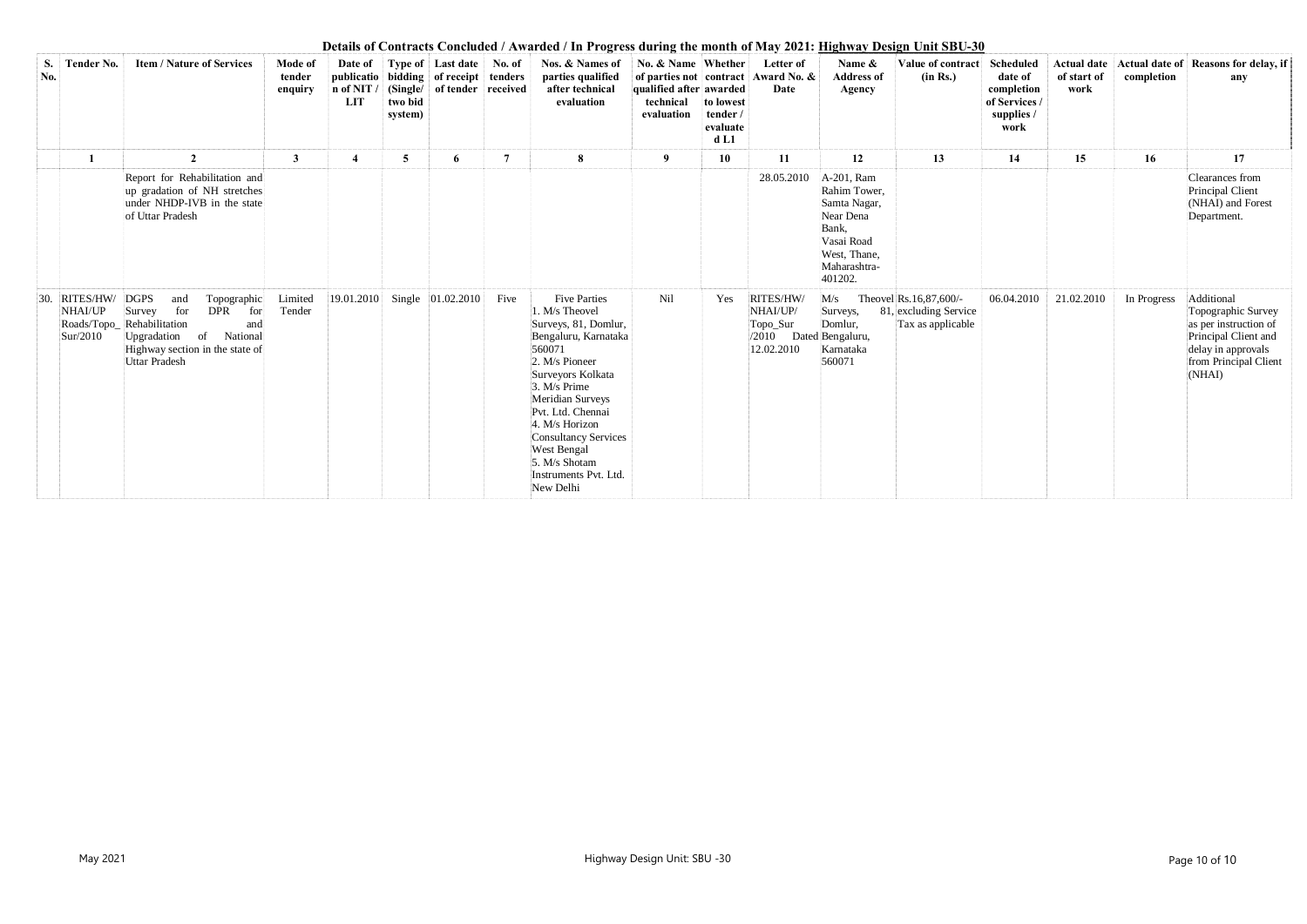## Details of Contracts Concluded / Awarded / In Progress during the month of May 2021: Highway Design Unit SBU-30

| S. No. | Tender No. | Item / Nature of Services | Mode of tender enquiry | Date of publication of NIT / LIT | Type of bidding (Single/ two bid system) | Last date of receipt of tender | No. of tenders received | Nos. & Names of parties qualified after technical evaluation | No. & Name of parties not qualified after technical evaluation | Whether contract awarded to lowest tender / evaluated L1 | Letter of Award No. & Date | Name & Address of Agency | Value of contract (in Rs.) | Scheduled date of completion of Services / supplies / work | Actual date of start of work | Actual date of completion | Reasons for delay, if any |
|---|---|---|---|---|---|---|---|---|---|---|---|---|---|---|---|---|---|
| 1 | 2 | 3 | 4 | 5 | 6 | 7 | 8 | 9 | 10 | 11 | 12 | 13 | 14 | 15 | 16 | 17 | |
| | | Report for Rehabilitation and up gradation of NH stretches under NHDP-IVB in the state of Uttar Pradesh | | | | | | | | | 28.05.2010 | A-201, Ram Rahim Tower, Samta Nagar, Near Dena Bank, Vasai Road West, Thane, Maharashtra-401202. | | | | | Clearances from Principal Client (NHAI) and Forest Department. |
| 30. | RITES/HW/ NHAI/UP Roads/Topo_ Sur/2010 | DGPS and Topographic Survey for DPR for Rehabilitation and Upgradation of National Highway section in the state of Uttar Pradesh | Limited Tender | 19.01.2010 | Single | 01.02.2010 | Five | Five Parties<br>1. M/s Theovel Surveys, 81, Domlur, Bengaluru, Karnataka 560071<br>2. M/s Pioneer Surveyors Kolkata<br>3. M/s Prime Meridian Surveys Pvt. Ltd. Chennai<br>4. M/s Horizon Consultancy Services West Bengal<br>5. M/s Shotam Instruments Pvt. Ltd. New Delhi | Nil | Yes | RITES/HW/ NHAI/UP/ Topo_Sur /2010 Dated 12.02.2010 | M/s Theovel Surveys, 81, Domlur, Bengaluru, Karnataka 560071 | Rs.16,87,600/- excluding Service Tax as applicable | 06.04.2010 | 21.02.2010 | In Progress | Additional Topographic Survey as per instruction of Principal Client and delay in approvals from Principal Client (NHAI) |